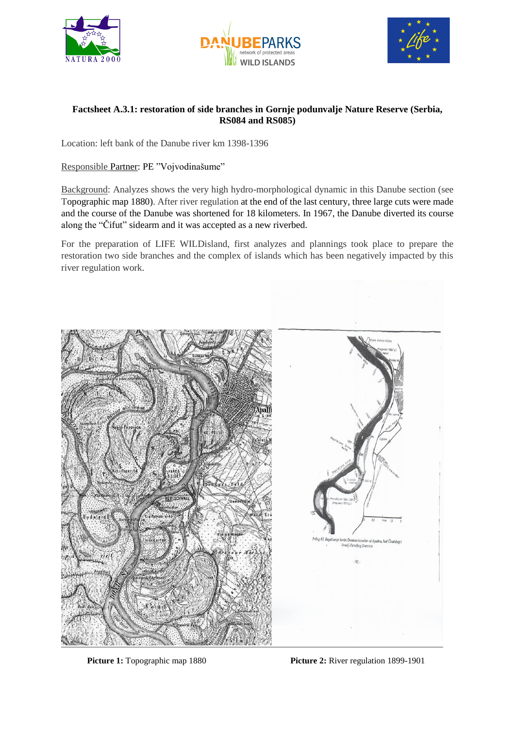**Factsheet A.3.1: restoration of side branches in Gornje podunvalje Nature Reserve (Serbia, RS084 and RS085)**

Location: left bank of the Danube river km 1398-1396

Responsible Partner: PE "Vojvodinašume"

Background: Analyzes shows the very high hydro-morphological dynamic in this Danube section (see Topographic map 1880). After river regulation at the end of the last century, three large cuts were made and the course of the Danube was shortened for 18 kilometers. In 1967, the Danube diverted its course along the "Čifut" sidearm and it was accepted as a new riverbed.

For the preparation of LIFE WILDisland, first analyzes and plannings took place to prepare the restoration two side branches and the complex of islands which has been negatively impacted by this river regulation work.

**Picture 1:** Topographic map 1880

**Picture 2:** River regulation 1899-1901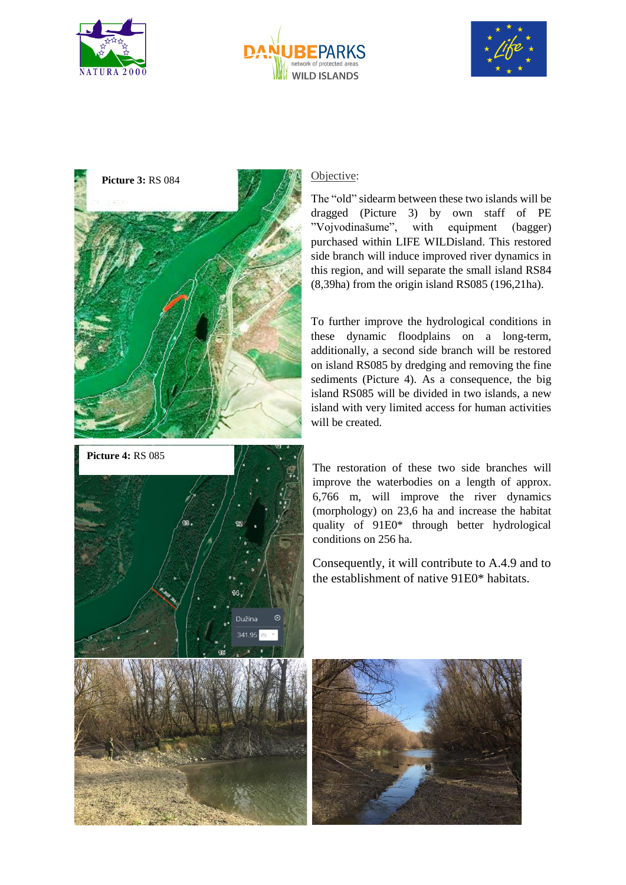**Picture 3:** RS 084

**Picture 4:** RS 085

Dužina

341.95 m

Objective:

The "old" sidearm between these two islands will be dragged (Picture 3) by own staff of PE "Vojvodinašume", with equipment (bagger) purchased within LIFE WILDisland. This restored side branch will induce improved river dynamics in this region, and will separate the small island RS84 (8,39ha) from the origin island RS085 (196,21ha).

To further improve the hydrological conditions in these dynamic floodplains on a long-term, additionally, a second side branch will be restored on island RS085 by dredging and removing the fine sediments (Picture 4). As a consequence, the big island RS085 will be divided in two islands, a new island with very limited access for human activities will be created.

The restoration of these two side branches will improve the waterbodies on a length of approx. 6,766 m, will improve the river dynamics (morphology) on 23,6 ha and increase the habitat quality of 91E0* through better hydrological conditions on 256 ha.

Consequently, it will contribute to A.4.9 and to the establishment of native 91E0* habitats.